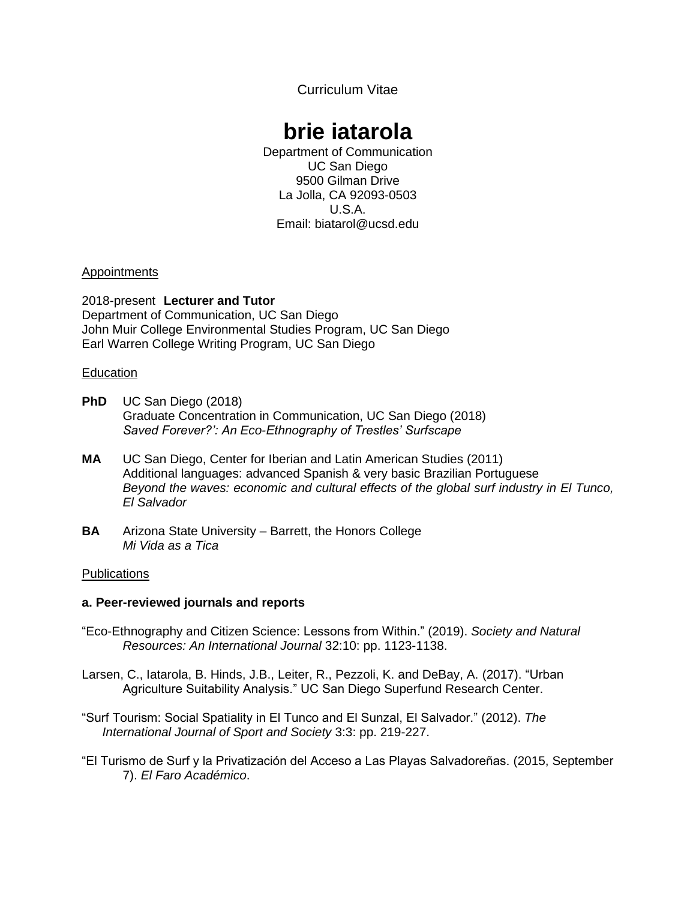Curriculum Vitae

# brie iatarola

Department of Communication
UC San Diego
9500 Gilman Drive
La Jolla, CA 92093-0503
U.S.A.
Email: biatarol@ucsd.edu

## Appointments

2018-present **Lecturer and Tutor**
Department of Communication, UC San Diego
John Muir College Environmental Studies Program, UC San Diego
Earl Warren College Writing Program, UC San Diego

## Education

**PhD** UC San Diego (2018)
Graduate Concentration in Communication, UC San Diego (2018)
*Saved Forever?': An Eco-Ethnography of Trestles' Surfscape*

**MA** UC San Diego, Center for Iberian and Latin American Studies (2011)
Additional languages: advanced Spanish & very basic Brazilian Portuguese
*Beyond the waves: economic and cultural effects of the global surf industry in El Tunco, El Salvador*

**BA** Arizona State University – Barrett, the Honors College
*Mi Vida as a Tica*

## Publications

### a. Peer-reviewed journals and reports

"Eco-Ethnography and Citizen Science: Lessons from Within." (2019). *Society and Natural Resources: An International Journal* 32:10: pp. 1123-1138.

Larsen, C., Iatarola, B. Hinds, J.B., Leiter, R., Pezzoli, K. and DeBay, A. (2017). "Urban Agriculture Suitability Analysis." UC San Diego Superfund Research Center.

"Surf Tourism: Social Spatiality in El Tunco and El Sunzal, El Salvador." (2012). *The International Journal of Sport and Society* 3:3: pp. 219-227.

"El Turismo de Surf y la Privatización del Acceso a Las Playas Salvadoreñas. (2015, September 7). *El Faro Académico*.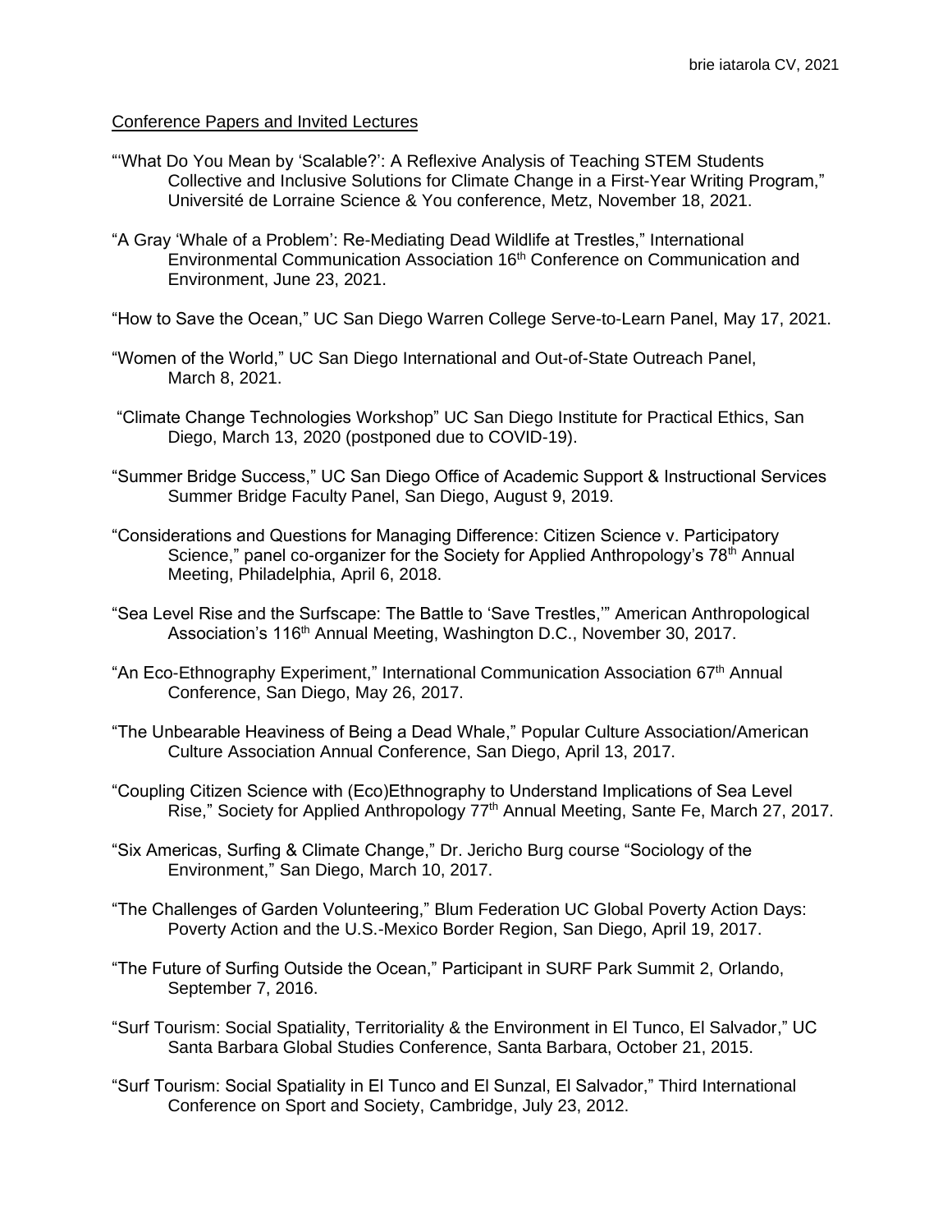## Conference Papers and Invited Lectures

"'What Do You Mean by 'Scalable?': A Reflexive Analysis of Teaching STEM Students Collective and Inclusive Solutions for Climate Change in a First-Year Writing Program," Université de Lorraine Science & You conference, Metz, November 18, 2021.

"A Gray 'Whale of a Problem': Re-Mediating Dead Wildlife at Trestles," International Environmental Communication Association 16th Conference on Communication and Environment, June 23, 2021.

"How to Save the Ocean," UC San Diego Warren College Serve-to-Learn Panel, May 17, 2021.

"Women of the World," UC San Diego International and Out-of-State Outreach Panel, March 8, 2021.

"Climate Change Technologies Workshop" UC San Diego Institute for Practical Ethics, San Diego, March 13, 2020 (postponed due to COVID-19).

"Summer Bridge Success," UC San Diego Office of Academic Support & Instructional Services Summer Bridge Faculty Panel, San Diego, August 9, 2019.

"Considerations and Questions for Managing Difference: Citizen Science v. Participatory Science," panel co-organizer for the Society for Applied Anthropology's 78th Annual Meeting, Philadelphia, April 6, 2018.

"Sea Level Rise and the Surfscape: The Battle to 'Save Trestles,'" American Anthropological Association's 116th Annual Meeting, Washington D.C., November 30, 2017.

"An Eco-Ethnography Experiment," International Communication Association 67th Annual Conference, San Diego, May 26, 2017.

"The Unbearable Heaviness of Being a Dead Whale," Popular Culture Association/American Culture Association Annual Conference, San Diego, April 13, 2017.

"Coupling Citizen Science with (Eco)Ethnography to Understand Implications of Sea Level Rise," Society for Applied Anthropology 77th Annual Meeting, Sante Fe, March 27, 2017.

"Six Americas, Surfing & Climate Change," Dr. Jericho Burg course "Sociology of the Environment," San Diego, March 10, 2017.

"The Challenges of Garden Volunteering," Blum Federation UC Global Poverty Action Days: Poverty Action and the U.S.-Mexico Border Region, San Diego, April 19, 2017.

"The Future of Surfing Outside the Ocean," Participant in SURF Park Summit 2, Orlando, September 7, 2016.

"Surf Tourism: Social Spatiality, Territoriality & the Environment in El Tunco, El Salvador," UC Santa Barbara Global Studies Conference, Santa Barbara, October 21, 2015.

"Surf Tourism: Social Spatiality in El Tunco and El Sunzal, El Salvador," Third International Conference on Sport and Society, Cambridge, July 23, 2012.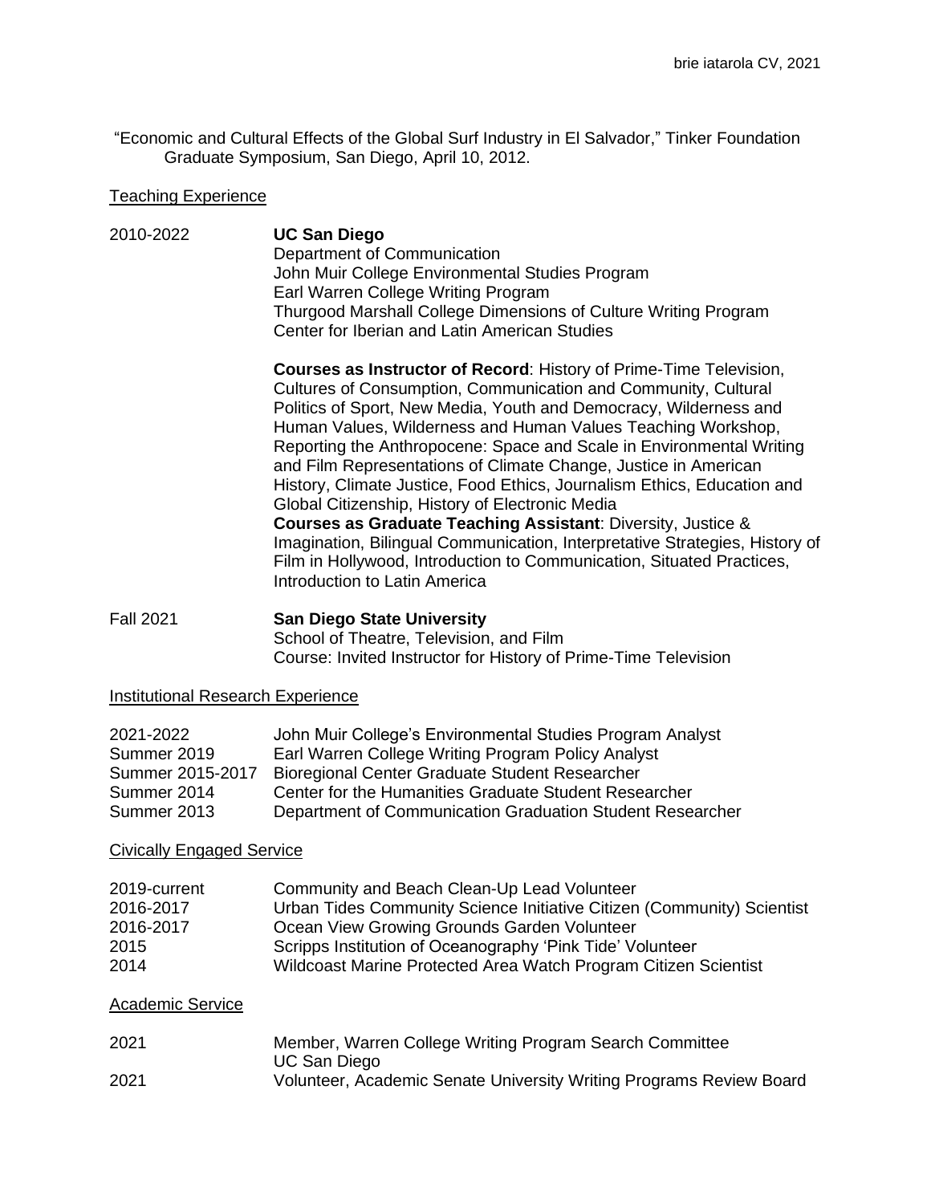"Economic and Cultural Effects of the Global Surf Industry in El Salvador," Tinker Foundation Graduate Symposium, San Diego, April 10, 2012.

## Teaching Experience

2010-2022 **UC San Diego**
Department of Communication
John Muir College Environmental Studies Program
Earl Warren College Writing Program
Thurgood Marshall College Dimensions of Culture Writing Program
Center for Iberian and Latin American Studies

**Courses as Instructor of Record**: History of Prime-Time Television, Cultures of Consumption, Communication and Community, Cultural Politics of Sport, New Media, Youth and Democracy, Wilderness and Human Values, Wilderness and Human Values Teaching Workshop, Reporting the Anthropocene: Space and Scale in Environmental Writing and Film Representations of Climate Change, Justice in American History, Climate Justice, Food Ethics, Journalism Ethics, Education and Global Citizenship, History of Electronic Media
**Courses as Graduate Teaching Assistant**: Diversity, Justice & Imagination, Bilingual Communication, Interpretative Strategies, History of Film in Hollywood, Introduction to Communication, Situated Practices, Introduction to Latin America

Fall 2021 **San Diego State University**
School of Theatre, Television, and Film
Course: Invited Instructor for History of Prime-Time Television

## Institutional Research Experience

| | |
|---|---|
| 2021-2022 | John Muir College's Environmental Studies Program Analyst |
| Summer 2019 | Earl Warren College Writing Program Policy Analyst |
| Summer 2015-2017 | Bioregional Center Graduate Student Researcher |
| Summer 2014 | Center for the Humanities Graduate Student Researcher |
| Summer 2013 | Department of Communication Graduation Student Researcher |

## Civically Engaged Service

| | |
|---|---|
| 2019-current | Community and Beach Clean-Up Lead Volunteer |
| 2016-2017 | Urban Tides Community Science Initiative Citizen (Community) Scientist |
| 2016-2017 | Ocean View Growing Grounds Garden Volunteer |
| 2015 | Scripps Institution of Oceanography 'Pink Tide' Volunteer |
| 2014 | Wildcoast Marine Protected Area Watch Program Citizen Scientist |

## Academic Service

| | |
|---|---|
| 2021 | Member, Warren College Writing Program Search Committee<br>UC San Diego |
| 2021 | Volunteer, Academic Senate University Writing Programs Review Board |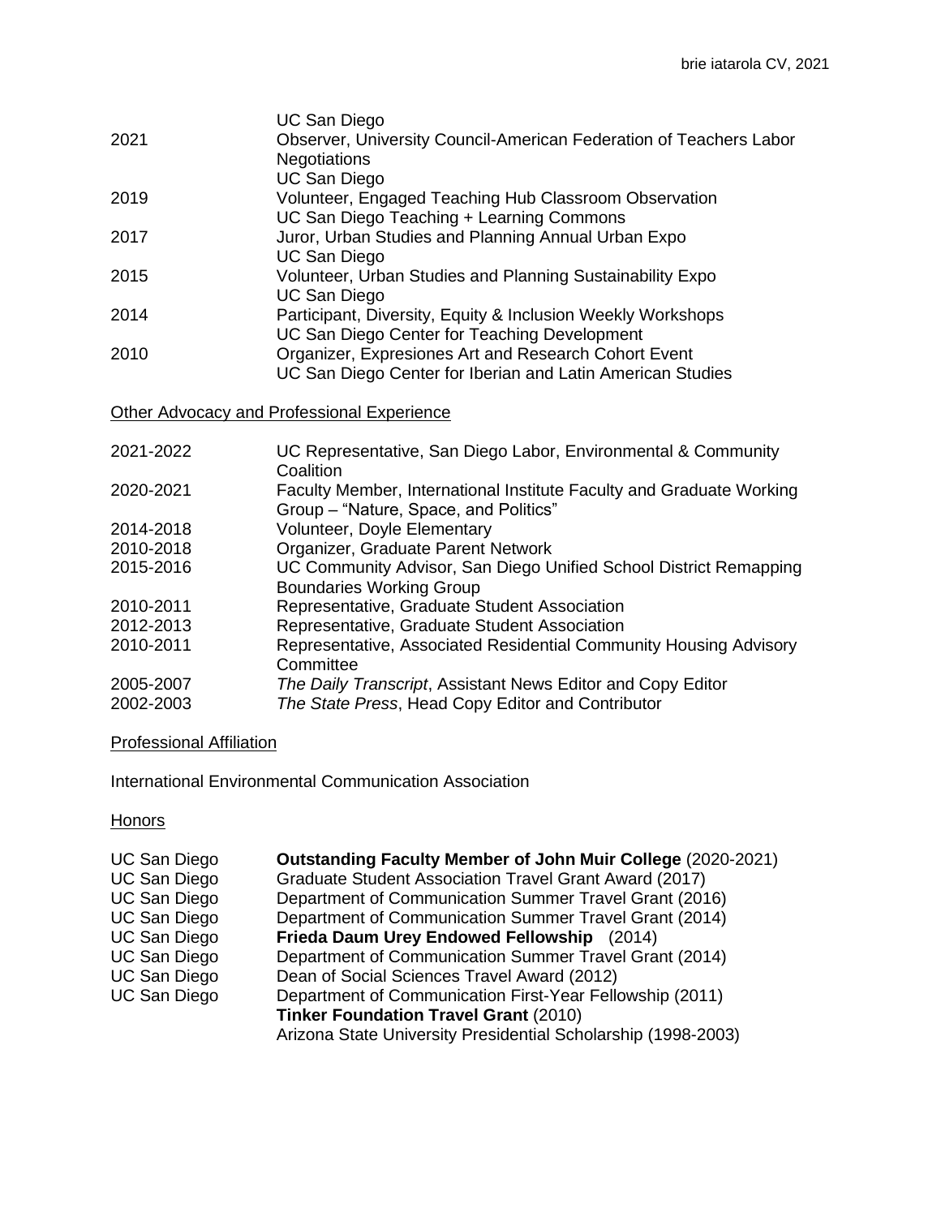| | |
|---|---|
| | UC San Diego |
| 2021 | Observer, University Council-American Federation of Teachers Labor Negotiations<br>UC San Diego |
| 2019 | Volunteer, Engaged Teaching Hub Classroom Observation<br>UC San Diego Teaching + Learning Commons |
| 2017 | Juror, Urban Studies and Planning Annual Urban Expo<br>UC San Diego |
| 2015 | Volunteer, Urban Studies and Planning Sustainability Expo<br>UC San Diego |
| 2014 | Participant, Diversity, Equity & Inclusion Weekly Workshops<br>UC San Diego Center for Teaching Development |
| 2010 | Organizer, Expresiones Art and Research Cohort Event<br>UC San Diego Center for Iberian and Latin American Studies |

## Other Advocacy and Professional Experience

| | |
|---|---|
| 2021-2022 | UC Representative, San Diego Labor, Environmental & Community Coalition |
| 2020-2021 | Faculty Member, International Institute Faculty and Graduate Working Group – "Nature, Space, and Politics" |
| 2014-2018 | Volunteer, Doyle Elementary |
| 2010-2018 | Organizer, Graduate Parent Network |
| 2015-2016 | UC Community Advisor, San Diego Unified School District Remapping Boundaries Working Group |
| 2010-2011 | Representative, Graduate Student Association |
| 2012-2013 | Representative, Graduate Student Association |
| 2010-2011 | Representative, Associated Residential Community Housing Advisory Committee |
| 2005-2007 | *The Daily Transcript*, Assistant News Editor and Copy Editor |
| 2002-2003 | *The State Press*, Head Copy Editor and Contributor |

## Professional Affiliation

International Environmental Communication Association

## Honors

| | |
|---|---|
| UC San Diego | **Outstanding Faculty Member of John Muir College** (2020-2021) |
| UC San Diego | Graduate Student Association Travel Grant Award (2017) |
| UC San Diego | Department of Communication Summer Travel Grant (2016) |
| UC San Diego | Department of Communication Summer Travel Grant (2014) |
| UC San Diego | **Frieda Daum Urey Endowed Fellowship** (2014) |
| UC San Diego | Department of Communication Summer Travel Grant (2014) |
| UC San Diego | Dean of Social Sciences Travel Award (2012) |
| UC San Diego | Department of Communication First-Year Fellowship (2011) |
| | **Tinker Foundation Travel Grant** (2010) |
| | Arizona State University Presidential Scholarship (1998-2003) |